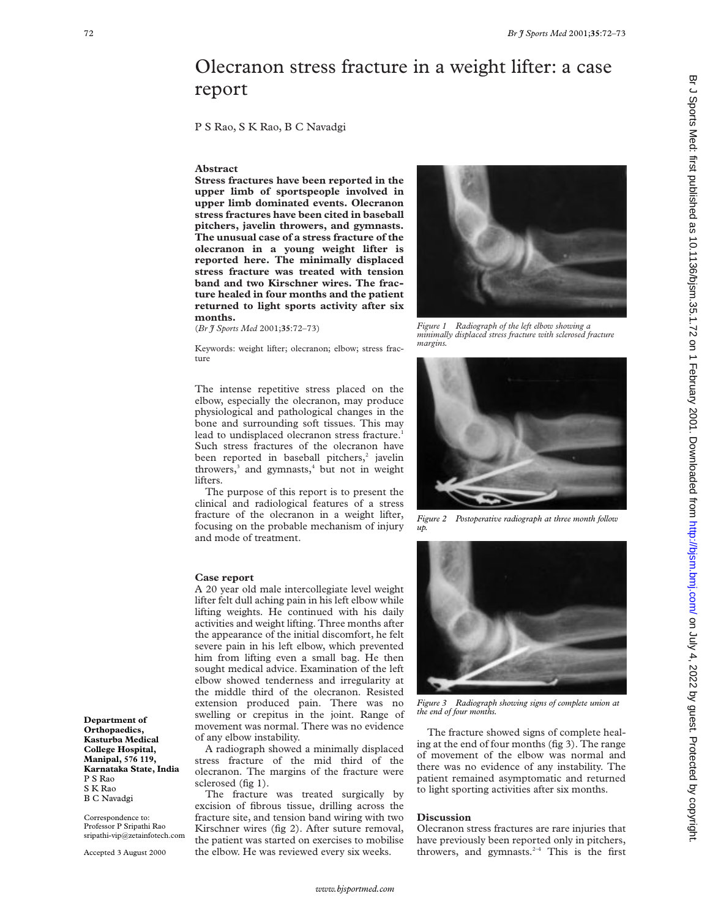# Olecranon stress fracture in a weight lifter: a case report

P S Rao, S K Rao, B C Navadgi

## Abstract

**Stress fractures have been reported in the upper limb of sportspeople involved in upper limb dominated events. Olecranon stress fractures have been cited in baseball pitchers, javelin throwers, and gymnasts. The unusual case of a stress fracture of the olecranon in a young weight lifter is reported here. The minimally displaced stress fracture was treated with tension band and two Kirschner wires. The fracture healed in four months and the patient returned to light sports activity after six months.**

(*Br J Sports Med* 2001;**35**:72–73)

Keywords: weight lifter; olecranon; elbow; stress fracture

The intense repetitive stress placed on the elbow, especially the olecranon, may produce physiological and pathological changes in the bone and surrounding soft tissues. This may lead to undisplaced olecranon stress fracture.[1] Such stress fractures of the olecranon have been reported in baseball pitchers,[2] javelin throwers,[3] and gymnasts,[4] but not in weight lifters.

The purpose of this report is to present the clinical and radiological features of a stress fracture of the olecranon in a weight lifter, focusing on the probable mechanism of injury and mode of treatment.

## Case report

A 20 year old male intercollegiate level weight lifter felt dull aching pain in his left elbow while lifting weights. He continued with his daily activities and weight lifting. Three months after the appearance of the initial discomfort, he felt severe pain in his left elbow, which prevented him from lifting even a small bag. He then sought medical advice. Examination of the left elbow showed tenderness and irregularity at the middle third of the olecranon. Resisted extension produced pain. There was no swelling or crepitus in the joint. Range of movement was normal. There was no evidence of any elbow instability.

A radiograph showed a minimally displaced stress fracture of the mid third of the olecranon. The margins of the fracture were sclerosed (fig 1).

The fracture was treated surgically by excision of fibrous tissue, drilling across the fracture site, and tension band wiring with two Kirschner wires (fig 2). After suture removal, the patient was started on exercises to mobilise the elbow. He was reviewed every six weeks.

*Figure 1 Radiograph of the left elbow showing a minimally displaced stress fracture with sclerosed fracture margins.*

*Figure 2 Postoperative radiograph at three month follow up.*

*Figure 3 Radiograph showing signs of complete union at the end of four months.*

The fracture showed signs of complete healing at the end of four months (fig 3). The range of movement of the elbow was normal and there was no evidence of any instability. The patient remained asymptomatic and returned to light sporting activities after six months.

## Discussion

Olecranon stress fractures are rare injuries that have previously been reported only in pitchers, throwers, and gymnasts.[2–4] This is the first

**Department of Orthopaedics, Kasturba Medical College Hospital, Manipal, 576 119, Karnataka State, India**
P S Rao
S K Rao
B C Navadgi

Correspondence to: Professor P Sripathi Rao sripathi-vip@zetainfotech.com

Accepted 3 August 2000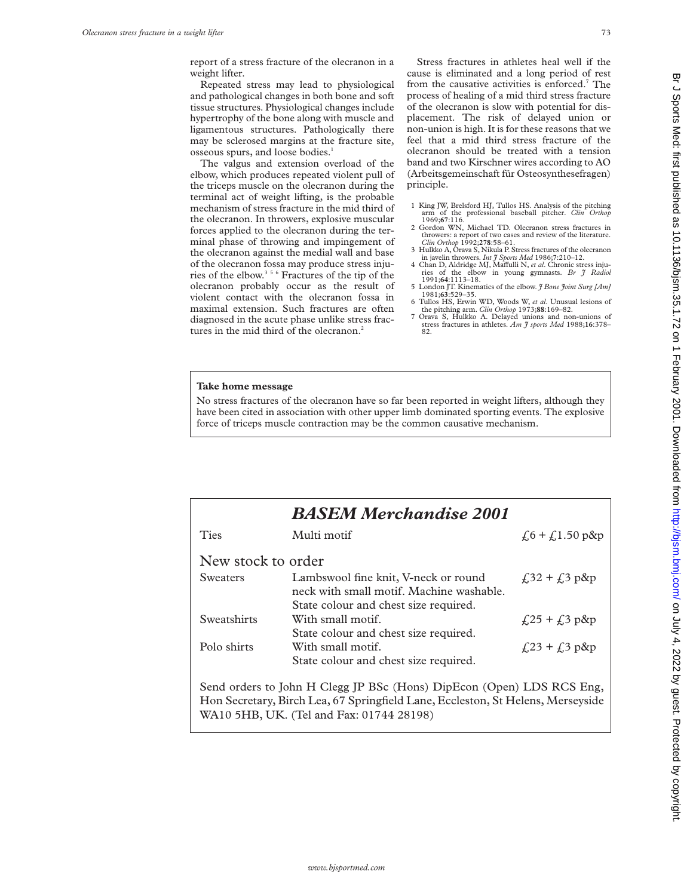report of a stress fracture of the olecranon in a weight lifter.

Repeated stress may lead to physiological and pathological changes in both bone and soft tissue structures. Physiological changes include hypertrophy of the bone along with muscle and ligamentous structures. Pathologically there may be sclerosed margins at the fracture site, osseous spurs, and loose bodies.[1]

The valgus and extension overload of the elbow, which produces repeated violent pull of the triceps muscle on the olecranon during the terminal act of weight lifting, is the probable mechanism of stress fracture in the mid third of the olecranon. In throwers, explosive muscular forces applied to the olecranon during the terminal phase of throwing and impingement of the olecranon against the medial wall and base of the olecranon fossa may produce stress injuries of the elbow.[3 5 6] Fractures of the tip of the olecranon probably occur as the result of violent contact with the olecranon fossa in maximal extension. Such fractures are often diagnosed in the acute phase unlike stress fractures in the mid third of the olecranon.[2]

Stress fractures in athletes heal well if the cause is eliminated and a long period of rest from the causative activities is enforced.[7] The process of healing of a mid third stress fracture of the olecranon is slow with potential for displacement. The risk of delayed union or non-union is high. It is for these reasons that we feel that a mid third stress fracture of the olecranon should be treated with a tension band and two Kirschner wires according to AO (Arbeitsgemeinschaft für Osteosynthesefragen) principle.

1 King JW, Brelsford HJ, Tullos HS. Analysis of the pitching arm of the professional baseball pitcher. *Clin Orthop* 1969;**67**:116.
2 Gordon WN, Michael TD. Olecranon stress fractures in throwers: a report of two cases and review of the literature. *Clin Orthop* 1992;**278**:58–61.
3 Hulkko A, Orava S, Nikula P. Stress fractures of the olecranon in javelin throwers. *Int J Sports Med* 1986;**7**:210–12.
4 Chan D, Aldridge MJ, Maffulli N, *et al*. Chronic stress injuries of the elbow in young gymnasts. *Br J Radiol* 1991;**64**:1113–18.
5 London JT. Kinematics of the elbow. *J Bone Joint Surg [Am]* 1981;**63**:529–35.
6 Tullos HS, Erwin WD, Woods W, *et al*. Unusual lesions of the pitching arm. *Clin Orthop* 1973;**88**:169–82.
7 Orava S, Hulkko A. Delayed unions and non-unions of stress fractures in athletes. *Am J sports Med* 1988;**16**:378–82.

**Take home message**

No stress fractures of the olecranon have so far been reported in weight lifters, although they have been cited in association with other upper limb dominated sporting events. The explosive force of triceps muscle contraction may be the common causative mechanism.

## *BASEM Merchandise 2001*

| | | |
|---|---|---|
| Ties | Multi motif | £6 + £1.50 p&p |
| New stock to order | | |
| Sweaters | Lambswool fine knit, V-neck or round neck with small motif. Machine washable. State colour and chest size required. | £32 + £3 p&p |
| Sweatshirts | With small motif. State colour and chest size required. | £25 + £3 p&p |
| Polo shirts | With small motif. State colour and chest size required. | £23 + £3 p&p |

Send orders to John H Clegg JP BSc (Hons) DipEcon (Open) LDS RCS Eng, Hon Secretary, Birch Lea, 67 Springfield Lane, Eccleston, St Helens, Merseyside WA10 5HB, UK. (Tel and Fax: 01744 28198)